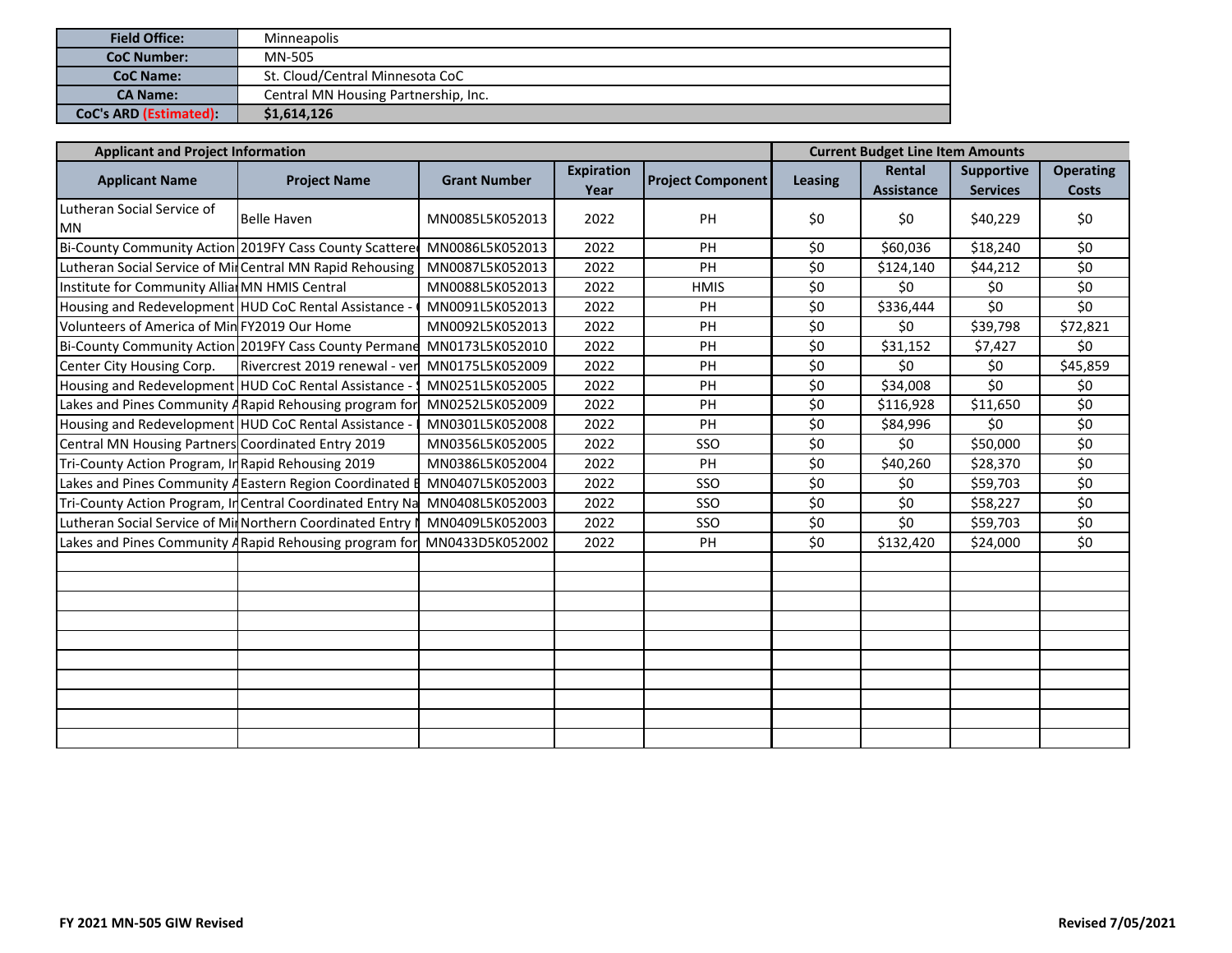| Field Office: | Minneapolis |
|---|---|
| CoC Number: | MN-505 |
| CoC Name: | St. Cloud/Central Minnesota CoC |
| CA Name: | Central MN Housing Partnership, Inc. |
| CoC's ARD (Estimated): | $1,614,126 |

| Applicant and Project Information | | | | | Current Budget Line Item Amounts | | | |
|---|---|---|---|---|---|---|---|---|
| Applicant Name | Project Name | Grant Number | Expiration Year | Project Component | Leasing | Rental Assistance | Supportive Services | Operating Costs |
| Lutheran Social Service of MN | Belle Haven | MN0085L5K052013 | 2022 | PH | $0 | $0 | $40,229 | $0 |
| Bi-County Community Action | 2019FY Cass County Scattere | MN0086L5K052013 | 2022 | PH | $0 | $60,036 | $18,240 | $0 |
| Lutheran Social Service of Mi | Central MN Rapid Rehousing | MN0087L5K052013 | 2022 | PH | $0 | $124,140 | $44,212 | $0 |
| Institute for Community Allia | MN HMIS Central | MN0088L5K052013 | 2022 | HMIS | $0 | $0 | $0 | $0 |
| Housing and Redevelopment | HUD CoC Rental Assistance - | MN0091L5K052013 | 2022 | PH | $0 | $336,444 | $0 | $0 |
| Volunteers of America of Min | FY2019 Our Home | MN0092L5K052013 | 2022 | PH | $0 | $0 | $39,798 | $72,821 |
| Bi-County Community Action | 2019FY Cass County Permane | MN0173L5K052010 | 2022 | PH | $0 | $31,152 | $7,427 | $0 |
| Center City Housing Corp. | Rivercrest 2019 renewal - ver | MN0175L5K052009 | 2022 | PH | $0 | $0 | $0 | $45,859 |
| Housing and Redevelopment | HUD CoC Rental Assistance - | MN0251L5K052005 | 2022 | PH | $0 | $34,008 | $0 | $0 |
| Lakes and Pines Community A | Rapid Rehousing program for | MN0252L5K052009 | 2022 | PH | $0 | $116,928 | $11,650 | $0 |
| Housing and Redevelopment | HUD CoC Rental Assistance - | MN0301L5K052008 | 2022 | PH | $0 | $84,996 | $0 | $0 |
| Central MN Housing Partners | Coordinated Entry 2019 | MN0356L5K052005 | 2022 | SSO | $0 | $0 | $50,000 | $0 |
| Tri-County Action Program, In | Rapid Rehousing 2019 | MN0386L5K052004 | 2022 | PH | $0 | $40,260 | $28,370 | $0 |
| Lakes and Pines Community A | Eastern Region Coordinated E | MN0407L5K052003 | 2022 | SSO | $0 | $0 | $59,703 | $0 |
| Tri-County Action Program, In | Central Coordinated Entry Na | MN0408L5K052003 | 2022 | SSO | $0 | $0 | $58,227 | $0 |
| Lutheran Social Service of Mi | Northern Coordinated Entry N | MN0409L5K052003 | 2022 | SSO | $0 | $0 | $59,703 | $0 |
| Lakes and Pines Community A | Rapid Rehousing program for | MN0433D5K052002 | 2022 | PH | $0 | $132,420 | $24,000 | $0 |

FY 2021 MN-505 GIW Revised

Revised 7/05/2021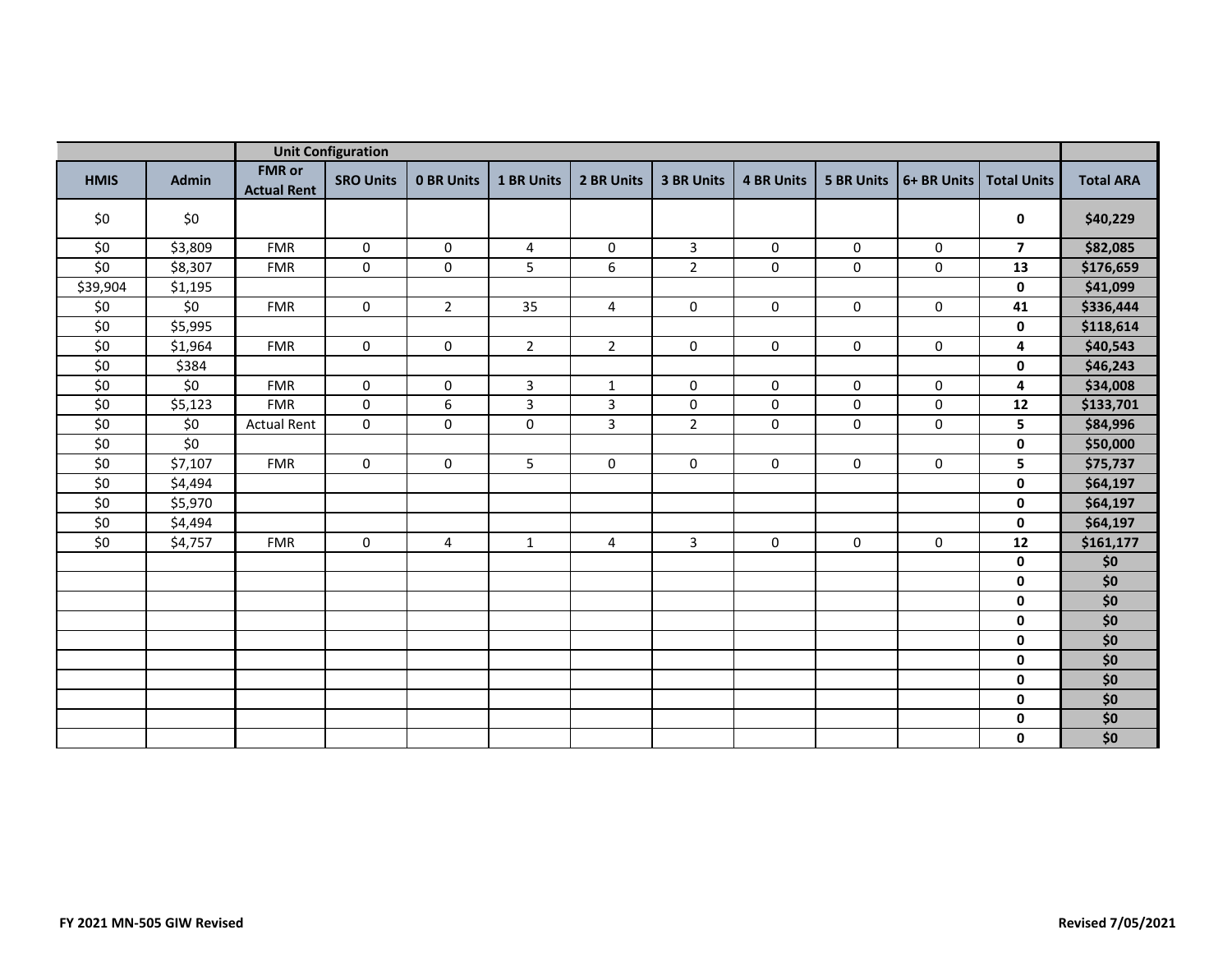| | | Unit Configuration | | | | | | | | | | |
|---|---|---|---|---|---|---|---|---|---|---|---|---|
| **HMIS** | **Admin** | **FMR or Actual Rent** | **SRO Units** | **0 BR Units** | **1 BR Units** | **2 BR Units** | **3 BR Units** | **4 BR Units** | **5 BR Units** | **6+ BR Units** | **Total Units** | **Total ARA** |
| $0 | $0 | | | | | | | | | | **0** | **$40,229** |
| $0 | $3,809 | FMR | 0 | 0 | 4 | 0 | 3 | 0 | 0 | 0 | **7** | **$82,085** |
| $0 | $8,307 | FMR | 0 | 0 | 5 | 6 | 2 | 0 | 0 | 0 | **13** | **$176,659** |
| $39,904 | $1,195 | | | | | | | | | | **0** | **$41,099** |
| $0 | $0 | FMR | 0 | 2 | 35 | 4 | 0 | 0 | 0 | 0 | **41** | **$336,444** |
| $0 | $5,995 | | | | | | | | | | **0** | **$118,614** |
| $0 | $1,964 | FMR | 0 | 0 | 2 | 2 | 0 | 0 | 0 | 0 | **4** | **$40,543** |
| $0 | $384 | | | | | | | | | | **0** | **$46,243** |
| $0 | $0 | FMR | 0 | 0 | 3 | 1 | 0 | 0 | 0 | 0 | **4** | **$34,008** |
| $0 | $5,123 | FMR | 0 | 6 | 3 | 3 | 0 | 0 | 0 | 0 | **12** | **$133,701** |
| $0 | $0 | Actual Rent | 0 | 0 | 0 | 3 | 2 | 0 | 0 | 0 | **5** | **$84,996** |
| $0 | $0 | | | | | | | | | | **0** | **$50,000** |
| $0 | $7,107 | FMR | 0 | 0 | 5 | 0 | 0 | 0 | 0 | 0 | **5** | **$75,737** |
| $0 | $4,494 | | | | | | | | | | **0** | **$64,197** |
| $0 | $5,970 | | | | | | | | | | **0** | **$64,197** |
| $0 | $4,494 | | | | | | | | | | **0** | **$64,197** |
| $0 | $4,757 | FMR | 0 | 4 | 1 | 4 | 3 | 0 | 0 | 0 | **12** | **$161,177** |
| | | | | | | | | | | | **0** | **$0** |
| | | | | | | | | | | | **0** | **$0** |
| | | | | | | | | | | | **0** | **$0** |
| | | | | | | | | | | | **0** | **$0** |
| | | | | | | | | | | | **0** | **$0** |
| | | | | | | | | | | | **0** | **$0** |
| | | | | | | | | | | | **0** | **$0** |
| | | | | | | | | | | | **0** | **$0** |
| | | | | | | | | | | | **0** | **$0** |
| | | | | | | | | | | | **0** | **$0** |